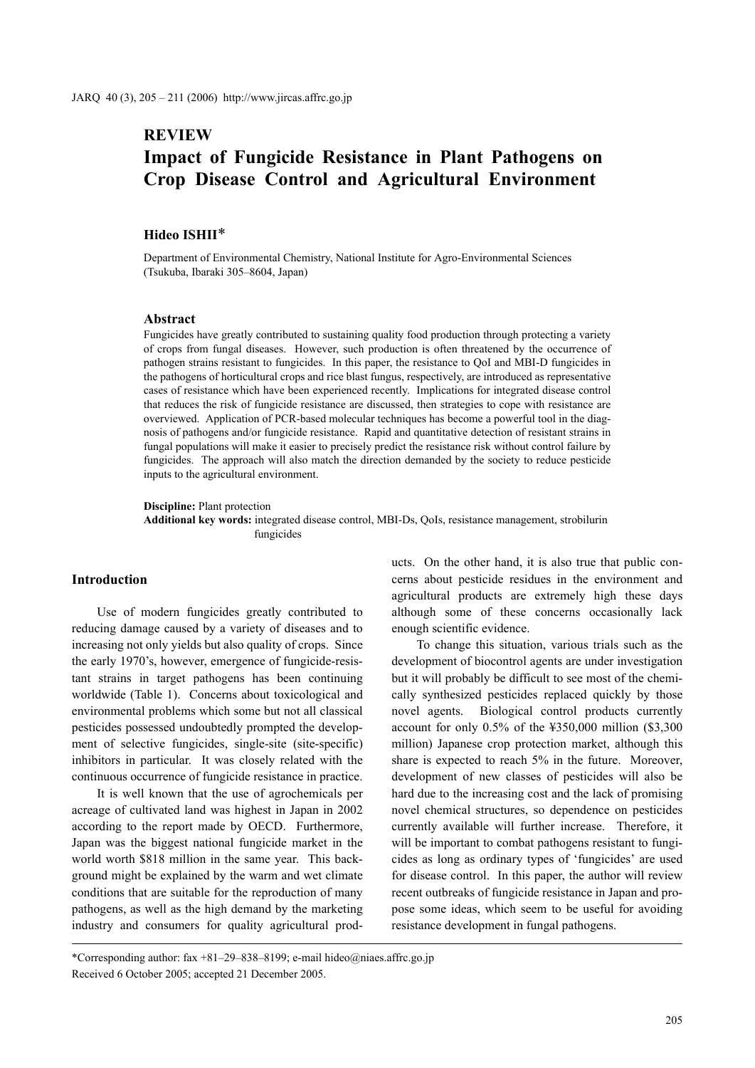## REVIEW

# Impact of Fungicide Resistance in Plant Pathogens on Crop Disease Control and Agricultural Environment

**Hideo ISHII***

Department of Environmental Chemistry, National Institute for Agro-Environmental Sciences (Tsukuba, Ibaraki 305–8604, Japan)

### Abstract

Fungicides have greatly contributed to sustaining quality food production through protecting a variety of crops from fungal diseases. However, such production is often threatened by the occurrence of pathogen strains resistant to fungicides. In this paper, the resistance to QoI and MBI-D fungicides in the pathogens of horticultural crops and rice blast fungus, respectively, are introduced as representative cases of resistance which have been experienced recently. Implications for integrated disease control that reduces the risk of fungicide resistance are discussed, then strategies to cope with resistance are overviewed. Application of PCR-based molecular techniques has become a powerful tool in the diagnosis of pathogens and/or fungicide resistance. Rapid and quantitative detection of resistant strains in fungal populations will make it easier to precisely predict the resistance risk without control failure by fungicides. The approach will also match the direction demanded by the society to reduce pesticide inputs to the agricultural environment.

**Discipline:** Plant protection
**Additional key words:** integrated disease control, MBI-Ds, QoIs, resistance management, strobilurin fungicides

## Introduction

Use of modern fungicides greatly contributed to reducing damage caused by a variety of diseases and to increasing not only yields but also quality of crops. Since the early 1970's, however, emergence of fungicide-resistant strains in target pathogens has been continuing worldwide (Table 1). Concerns about toxicological and environmental problems which some but not all classical pesticides possessed undoubtedly prompted the development of selective fungicides, single-site (site-specific) inhibitors in particular. It was closely related with the continuous occurrence of fungicide resistance in practice.

It is well known that the use of agrochemicals per acreage of cultivated land was highest in Japan in 2002 according to the report made by OECD. Furthermore, Japan was the biggest national fungicide market in the world worth $818 million in the same year. This background might be explained by the warm and wet climate conditions that are suitable for the reproduction of many pathogens, as well as the high demand by the marketing industry and consumers for quality agricultural products. On the other hand, it is also true that public concerns about pesticide residues in the environment and agricultural products are extremely high these days although some of these concerns occasionally lack enough scientific evidence.

To change this situation, various trials such as the development of biocontrol agents are under investigation but it will probably be difficult to see most of the chemically synthesized pesticides replaced quickly by those novel agents. Biological control products currently account for only 0.5% of the ¥350,000 million ($3,300 million) Japanese crop protection market, although this share is expected to reach 5% in the future. Moreover, development of new classes of pesticides will also be hard due to the increasing cost and the lack of promising novel chemical structures, so dependence on pesticides currently available will further increase. Therefore, it will be important to combat pathogens resistant to fungicides as long as ordinary types of 'fungicides' are used for disease control. In this paper, the author will review recent outbreaks of fungicide resistance in Japan and propose some ideas, which seem to be useful for avoiding resistance development in fungal pathogens.

---

*Corresponding author: fax +81–29–838–8199; e-mail hideo@niaes.affrc.go.jp
Received 6 October 2005; accepted 21 December 2005.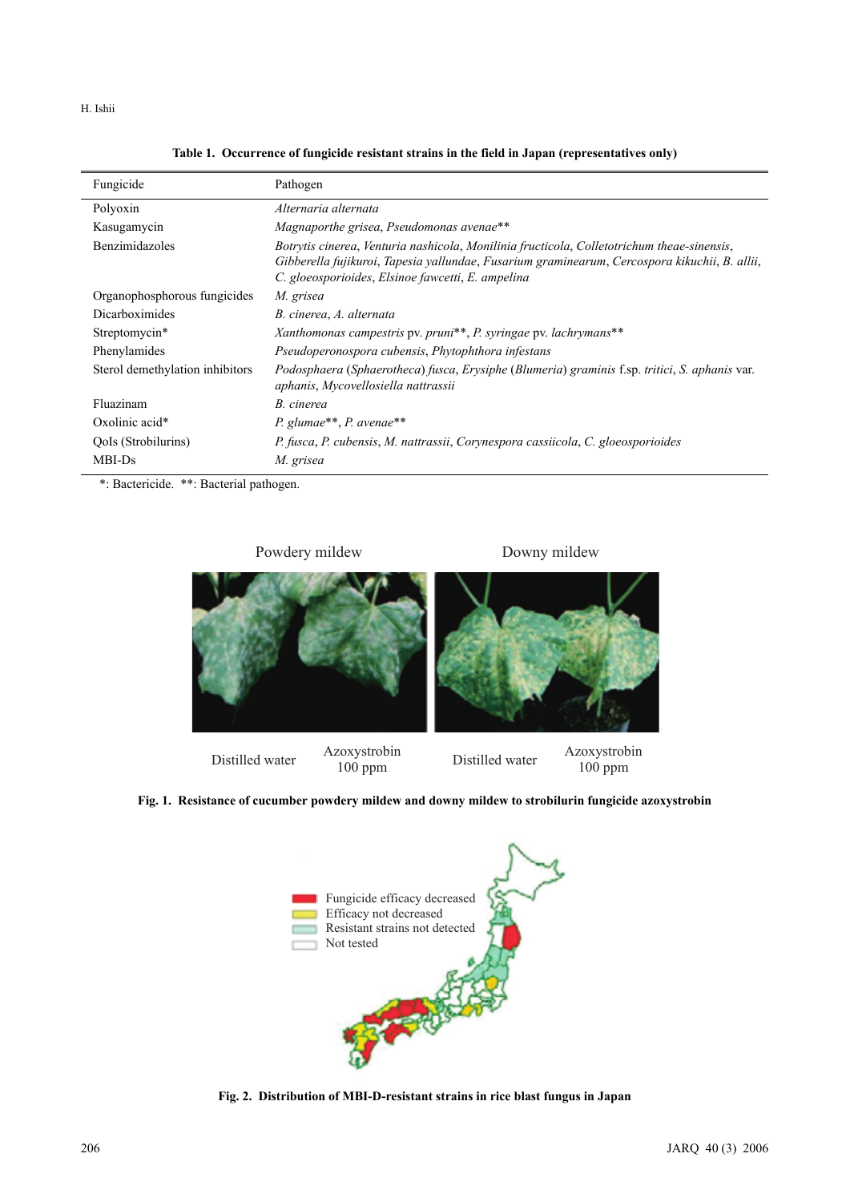**Table 1. Occurrence of fungicide resistant strains in the field in Japan (representatives only)**

| Fungicide | Pathogen |
|---|---|
| Polyoxin | *Alternaria alternata* |
| Kasugamycin | *Magnaporthe grisea*, *Pseudomonas avenae*** |
| Benzimidazoles | *Botrytis cinerea*, *Venturia nashicola*, *Monilinia fructicola*, *Colletotrichum theae-sinensis*, *Gibberella fujikuroi*, *Tapesia yallundae*, *Fusarium graminearum*, *Cercospora kikuchii*, *B. allii*, *C. gloeosporioides*, *Elsinoe fawcetti*, *E. ampelina* |
| Organophosphorous fungicides | *M. grisea* |
| Dicarboximides | *B. cinerea*, *A. alternata* |
| Streptomycin* | *Xanthomonas campestris* pv. *pruni***, *P. syringae* pv. *lachrymans*** |
| Phenylamides | *Pseudoperonospora cubensis*, *Phytophthora infestans* |
| Sterol demethylation inhibitors | *Podosphaera* (*Sphaerotheca*) *fusca*, *Erysiphe* (*Blumeria*) *graminis* f.sp. *tritici*, *S. aphanis* var. *aphanis*, *Mycovellosiella nattrassii* |
| Fluazinam | *B. cinerea* |
| Oxolinic acid* | *P. glumae***, *P. avenae*** |
| QoIs (Strobilurins) | *P. fusca*, *P. cubensis*, *M. nattrassii*, *Corynespora cassiicola*, *C. gloeosporioides* |
| MBI-Ds | *M. grisea* |

*: Bactericide. **: Bacterial pathogen.

**Fig. 1. Resistance of cucumber powdery mildew and downy mildew to strobilurin fungicide azoxystrobin**

**Fig. 2. Distribution of MBI-D-resistant strains in rice blast fungus in Japan**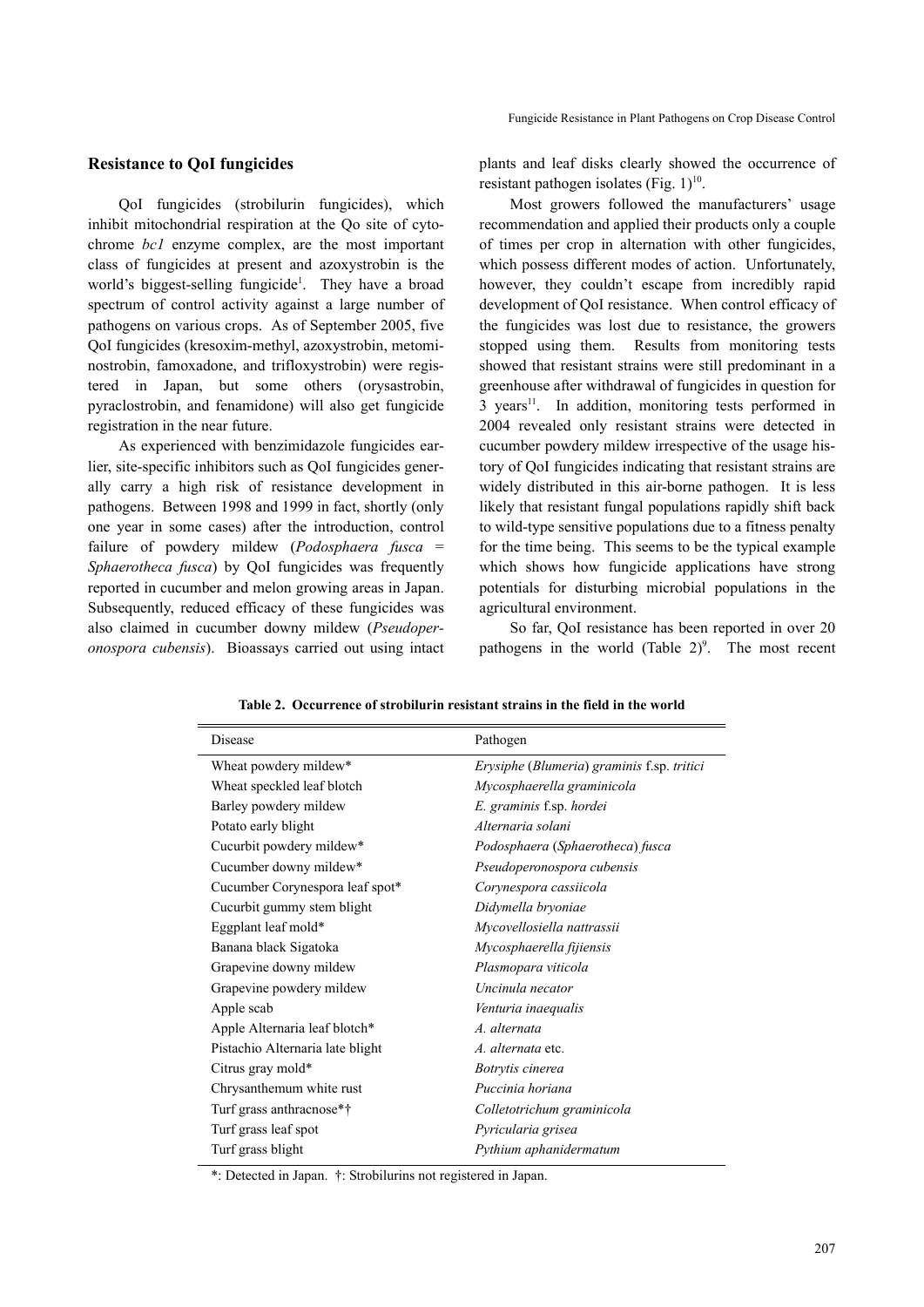## Resistance to QoI fungicides

QoI fungicides (strobilurin fungicides), which inhibit mitochondrial respiration at the Qo site of cytochrome *bc1* enzyme complex, are the most important class of fungicides at present and azoxystrobin is the world's biggest-selling fungicide[1]. They have a broad spectrum of control activity against a large number of pathogens on various crops. As of September 2005, five QoI fungicides (kresoxim-methyl, azoxystrobin, metominostrobin, famoxadone, and trifloxystrobin) were registered in Japan, but some others (orysastrobin, pyraclostrobin, and fenamidone) will also get fungicide registration in the near future.

As experienced with benzimidazole fungicides earlier, site-specific inhibitors such as QoI fungicides generally carry a high risk of resistance development in pathogens. Between 1998 and 1999 in fact, shortly (only one year in some cases) after the introduction, control failure of powdery mildew (*Podosphaera fusca* = *Sphaerotheca fusca*) by QoI fungicides was frequently reported in cucumber and melon growing areas in Japan. Subsequently, reduced efficacy of these fungicides was also claimed in cucumber downy mildew (*Pseudoperonospora cubensis*). Bioassays carried out using intact plants and leaf disks clearly showed the occurrence of resistant pathogen isolates (Fig. 1)[10].

Most growers followed the manufacturers' usage recommendation and applied their products only a couple of times per crop in alternation with other fungicides, which possess different modes of action. Unfortunately, however, they couldn't escape from incredibly rapid development of QoI resistance. When control efficacy of the fungicides was lost due to resistance, the growers stopped using them. Results from monitoring tests showed that resistant strains were still predominant in a greenhouse after withdrawal of fungicides in question for 3 years[11]. In addition, monitoring tests performed in 2004 revealed only resistant strains were detected in cucumber powdery mildew irrespective of the usage history of QoI fungicides indicating that resistant strains are widely distributed in this air-borne pathogen. It is less likely that resistant fungal populations rapidly shift back to wild-type sensitive populations due to a fitness penalty for the time being. This seems to be the typical example which shows how fungicide applications have strong potentials for disturbing microbial populations in the agricultural environment.

So far, QoI resistance has been reported in over 20 pathogens in the world (Table 2)[9]. The most recent

**Table 2. Occurrence of strobilurin resistant strains in the field in the world**

| Disease | Pathogen |
|---|---|
| Wheat powdery mildew* | *Erysiphe* (*Blumeria*) *graminis* f.sp. *tritici* |
| Wheat speckled leaf blotch | *Mycosphaerella graminicola* |
| Barley powdery mildew | *E. graminis* f.sp. *hordei* |
| Potato early blight | *Alternaria solani* |
| Cucurbit powdery mildew* | *Podosphaera* (*Sphaerotheca*) *fusca* |
| Cucumber downy mildew* | *Pseudoperonospora cubensis* |
| Cucumber Corynespora leaf spot* | *Corynespora cassiicola* |
| Cucurbit gummy stem blight | *Didymella bryoniae* |
| Eggplant leaf mold* | *Mycovellosiella nattrassii* |
| Banana black Sigatoka | *Mycosphaerella fijiensis* |
| Grapevine downy mildew | *Plasmopara viticola* |
| Grapevine powdery mildew | *Uncinula necator* |
| Apple scab | *Venturia inaequalis* |
| Apple Alternaria leaf blotch* | *A. alternata* |
| Pistachio Alternaria late blight | *A. alternata* etc. |
| Citrus gray mold* | *Botrytis cinerea* |
| Chrysanthemum white rust | *Puccinia horiana* |
| Turf grass anthracnose*† | *Colletotrichum graminicola* |
| Turf grass leaf spot | *Pyricularia grisea* |
| Turf grass blight | *Pythium aphanidermatum* |

*: Detected in Japan. †: Strobilurins not registered in Japan.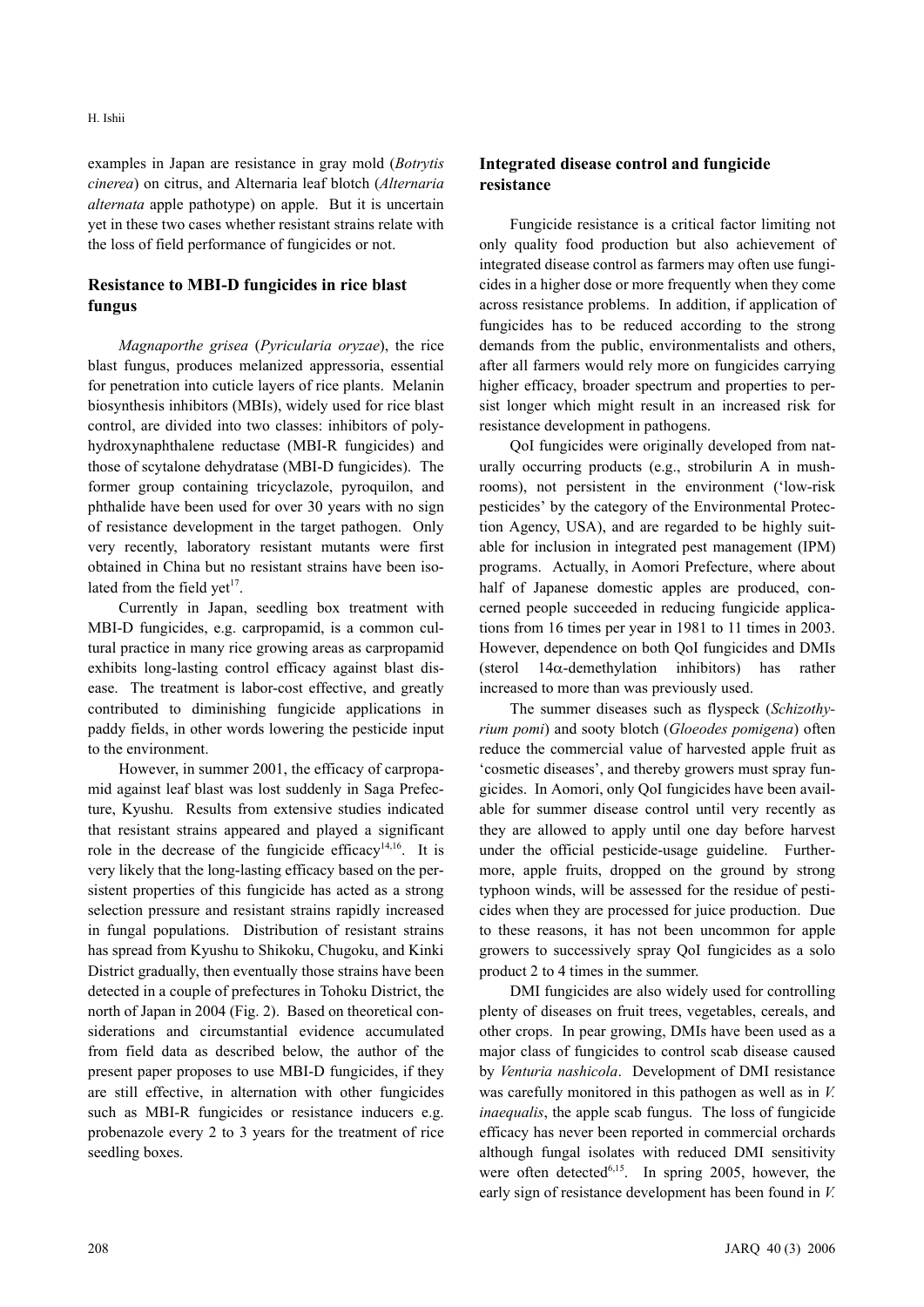examples in Japan are resistance in gray mold (*Botrytis cinerea*) on citrus, and Alternaria leaf blotch (*Alternaria alternata* apple pathotype) on apple. But it is uncertain yet in these two cases whether resistant strains relate with the loss of field performance of fungicides or not.

## Resistance to MBI-D fungicides in rice blast fungus

*Magnaporthe grisea* (*Pyricularia oryzae*), the rice blast fungus, produces melanized appressoria, essential for penetration into cuticle layers of rice plants. Melanin biosynthesis inhibitors (MBIs), widely used for rice blast control, are divided into two classes: inhibitors of polyhydroxynaphthalene reductase (MBI-R fungicides) and those of scytalone dehydratase (MBI-D fungicides). The former group containing tricyclazole, pyroquilon, and phthalide have been used for over 30 years with no sign of resistance development in the target pathogen. Only very recently, laboratory resistant mutants were first obtained in China but no resistant strains have been isolated from the field yet[17].

Currently in Japan, seedling box treatment with MBI-D fungicides, e.g. carpropamid, is a common cultural practice in many rice growing areas as carpropamid exhibits long-lasting control efficacy against blast disease. The treatment is labor-cost effective, and greatly contributed to diminishing fungicide applications in paddy fields, in other words lowering the pesticide input to the environment.

However, in summer 2001, the efficacy of carpropamid against leaf blast was lost suddenly in Saga Prefecture, Kyushu. Results from extensive studies indicated that resistant strains appeared and played a significant role in the decrease of the fungicide efficacy[14,16]. It is very likely that the long-lasting efficacy based on the persistent properties of this fungicide has acted as a strong selection pressure and resistant strains rapidly increased in fungal populations. Distribution of resistant strains has spread from Kyushu to Shikoku, Chugoku, and Kinki District gradually, then eventually those strains have been detected in a couple of prefectures in Tohoku District, the north of Japan in 2004 (Fig. 2). Based on theoretical considerations and circumstantial evidence accumulated from field data as described below, the author of the present paper proposes to use MBI-D fungicides, if they are still effective, in alternation with other fungicides such as MBI-R fungicides or resistance inducers e.g. probenazole every 2 to 3 years for the treatment of rice seedling boxes.

## Integrated disease control and fungicide resistance

Fungicide resistance is a critical factor limiting not only quality food production but also achievement of integrated disease control as farmers may often use fungicides in a higher dose or more frequently when they come across resistance problems. In addition, if application of fungicides has to be reduced according to the strong demands from the public, environmentalists and others, after all farmers would rely more on fungicides carrying higher efficacy, broader spectrum and properties to persist longer which might result in an increased risk for resistance development in pathogens.

QoI fungicides were originally developed from naturally occurring products (e.g., strobilurin A in mushrooms), not persistent in the environment ('low-risk pesticides' by the category of the Environmental Protection Agency, USA), and are regarded to be highly suitable for inclusion in integrated pest management (IPM) programs. Actually, in Aomori Prefecture, where about half of Japanese domestic apples are produced, concerned people succeeded in reducing fungicide applications from 16 times per year in 1981 to 11 times in 2003. However, dependence on both QoI fungicides and DMIs (sterol 14α-demethylation inhibitors) has rather increased to more than was previously used.

The summer diseases such as flyspeck (*Schizothyrium pomi*) and sooty blotch (*Gloeodes pomigena*) often reduce the commercial value of harvested apple fruit as 'cosmetic diseases', and thereby growers must spray fungicides. In Aomori, only QoI fungicides have been available for summer disease control until very recently as they are allowed to apply until one day before harvest under the official pesticide-usage guideline. Furthermore, apple fruits, dropped on the ground by strong typhoon winds, will be assessed for the residue of pesticides when they are processed for juice production. Due to these reasons, it has not been uncommon for apple growers to successively spray QoI fungicides as a solo product 2 to 4 times in the summer.

DMI fungicides are also widely used for controlling plenty of diseases on fruit trees, vegetables, cereals, and other crops. In pear growing, DMIs have been used as a major class of fungicides to control scab disease caused by *Venturia nashicola*. Development of DMI resistance was carefully monitored in this pathogen as well as in *V. inaequalis*, the apple scab fungus. The loss of fungicide efficacy has never been reported in commercial orchards although fungal isolates with reduced DMI sensitivity were often detected[6,15]. In spring 2005, however, the early sign of resistance development has been found in *V.*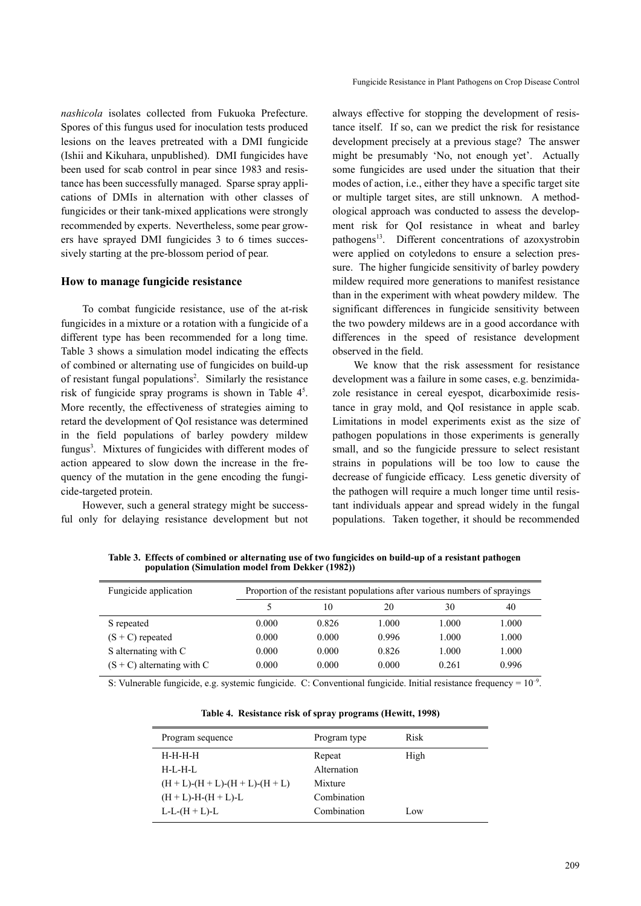*nashicola* isolates collected from Fukuoka Prefecture. Spores of this fungus used for inoculation tests produced lesions on the leaves pretreated with a DMI fungicide (Ishii and Kikuhara, unpublished). DMI fungicides have been used for scab control in pear since 1983 and resistance has been successfully managed. Sparse spray applications of DMIs in alternation with other classes of fungicides or their tank-mixed applications were strongly recommended by experts. Nevertheless, some pear growers have sprayed DMI fungicides 3 to 6 times successively starting at the pre-blossom period of pear.

## How to manage fungicide resistance

To combat fungicide resistance, use of the at-risk fungicides in a mixture or a rotation with a fungicide of a different type has been recommended for a long time. Table 3 shows a simulation model indicating the effects of combined or alternating use of fungicides on build-up of resistant fungal populations[2]. Similarly the resistance risk of fungicide spray programs is shown in Table 4[5]. More recently, the effectiveness of strategies aiming to retard the development of QoI resistance was determined in the field populations of barley powdery mildew fungus[3]. Mixtures of fungicides with different modes of action appeared to slow down the increase in the frequency of the mutation in the gene encoding the fungicide-targeted protein.

However, such a general strategy might be successful only for delaying resistance development but not always effective for stopping the development of resistance itself. If so, can we predict the risk for resistance development precisely at a previous stage? The answer might be presumably 'No, not enough yet'. Actually some fungicides are used under the situation that their modes of action, i.e., either they have a specific target site or multiple target sites, are still unknown. A methodological approach was conducted to assess the development risk for QoI resistance in wheat and barley pathogens[13]. Different concentrations of azoxystrobin were applied on cotyledons to ensure a selection pressure. The higher fungicide sensitivity of barley powdery mildew required more generations to manifest resistance than in the experiment with wheat powdery mildew. The significant differences in fungicide sensitivity between the two powdery mildews are in a good accordance with differences in the speed of resistance development observed in the field.

We know that the risk assessment for resistance development was a failure in some cases, e.g. benzimidazole resistance in cereal eyespot, dicarboximide resistance in gray mold, and QoI resistance in apple scab. Limitations in model experiments exist as the size of pathogen populations in those experiments is generally small, and so the fungicide pressure to select resistant strains in populations will be too low to cause the decrease of fungicide efficacy. Less genetic diversity of the pathogen will require a much longer time until resistant individuals appear and spread widely in the fungal populations. Taken together, it should be recommended

**Table 3. Effects of combined or alternating use of two fungicides on build-up of a resistant pathogen population (Simulation model from Dekker (1982))**

| Fungicide application | Proportion of the resistant populations after various numbers of sprayings | | | | |
|---|---|---|---|---|---|
| | 5 | 10 | 20 | 30 | 40 |
| S repeated | 0.000 | 0.826 | 1.000 | 1.000 | 1.000 |
| (S + C) repeated | 0.000 | 0.000 | 0.996 | 1.000 | 1.000 |
| S alternating with C | 0.000 | 0.000 | 0.826 | 1.000 | 1.000 |
| (S + C) alternating with C | 0.000 | 0.000 | 0.000 | 0.261 | 0.996 |

S: Vulnerable fungicide, e.g. systemic fungicide. C: Conventional fungicide. Initial resistance frequency = $10^{-9}$.

**Table 4. Resistance risk of spray programs (Hewitt, 1998)**

| Program sequence | Program type | Risk |
|---|---|---|
| H-H-H-H | Repeat | High |
| H-L-H-L | Alternation | |
| (H + L)-(H + L)-(H + L)-(H + L) | Mixture | |
| (H + L)-H-(H + L)-L | Combination | |
| L-L-(H + L)-L | Combination | Low |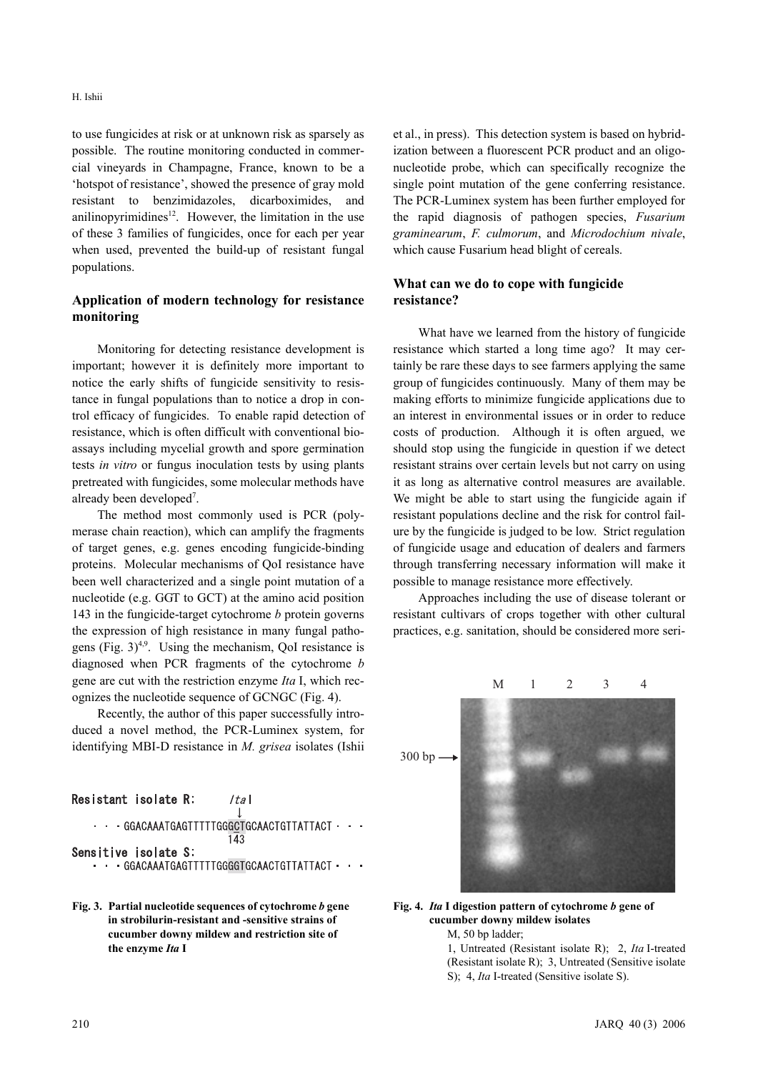to use fungicides at risk or at unknown risk as sparsely as possible. The routine monitoring conducted in commercial vineyards in Champagne, France, known to be a 'hotspot of resistance', showed the presence of gray mold resistant to benzimidazoles, dicarboximides, and anilinopyrimidines[12]. However, the limitation in the use of these 3 families of fungicides, once for each per year when used, prevented the build-up of resistant fungal populations.

## Application of modern technology for resistance monitoring

Monitoring for detecting resistance development is important; however it is definitely more important to notice the early shifts of fungicide sensitivity to resistance in fungal populations than to notice a drop in control efficacy of fungicides. To enable rapid detection of resistance, which is often difficult with conventional bioassays including mycelial growth and spore germination tests *in vitro* or fungus inoculation tests by using plants pretreated with fungicides, some molecular methods have already been developed[7].

The method most commonly used is PCR (polymerase chain reaction), which can amplify the fragments of target genes, e.g. genes encoding fungicide-binding proteins. Molecular mechanisms of QoI resistance have been well characterized and a single point mutation of a nucleotide (e.g. GGT to GCT) at the amino acid position 143 in the fungicide-target cytochrome *b* protein governs the expression of high resistance in many fungal pathogens (Fig. 3)[4,9]. Using the mechanism, QoI resistance is diagnosed when PCR fragments of the cytochrome *b* gene are cut with the restriction enzyme *Ita* I, which recognizes the nucleotide sequence of GCNGC (Fig. 4).

Recently, the author of this paper successfully introduced a novel method, the PCR-Luminex system, for identifying MBI-D resistance in *M. grisea* isolates (Ishii et al., in press). This detection system is based on hybridization between a fluorescent PCR product and an oligonucleotide probe, which can specifically recognize the single point mutation of the gene conferring resistance. The PCR-Luminex system has been further employed for the rapid diagnosis of pathogen species, *Fusarium graminearum*, *F. culmorum*, and *Microdochium nivale*, which cause Fusarium head blight of cereals.

```
Resistant isolate R:         Ita I
                               ↓
 ・・・GGACAAATGAGTTTTTGGGCTGCAACTGTTATTACT・・・
                             143
Sensitive isolate S:
 ・・・GGACAAATGAGTTTTTGGGGTGCAACTGTTATTACT・・・
```

**Fig. 3. Partial nucleotide sequences of cytochrome *b* gene in strobilurin-resistant and -sensitive strains of cucumber downy mildew and restriction site of the enzyme *Ita* I**

M 1 2 3 4

300 bp →

**Fig. 4. *Ita* I digestion pattern of cytochrome *b* gene of cucumber downy mildew isolates**

M, 50 bp ladder;
1, Untreated (Resistant isolate R); 2, *Ita* I-treated (Resistant isolate R); 3, Untreated (Sensitive isolate S); 4, *Ita* I-treated (Sensitive isolate S).

## What can we do to cope with fungicide resistance?

What have we learned from the history of fungicide resistance which started a long time ago? It may certainly be rare these days to see farmers applying the same group of fungicides continuously. Many of them may be making efforts to minimize fungicide applications due to an interest in environmental issues or in order to reduce costs of production. Although it is often argued, we should stop using the fungicide in question if we detect resistant strains over certain levels but not carry on using it as long as alternative control measures are available. We might be able to start using the fungicide again if resistant populations decline and the risk for control failure by the fungicide is judged to be low. Strict regulation of fungicide usage and education of dealers and farmers through transferring necessary information will make it possible to manage resistance more effectively.

Approaches including the use of disease tolerant or resistant cultivars of crops together with other cultural practices, e.g. sanitation, should be considered more seri-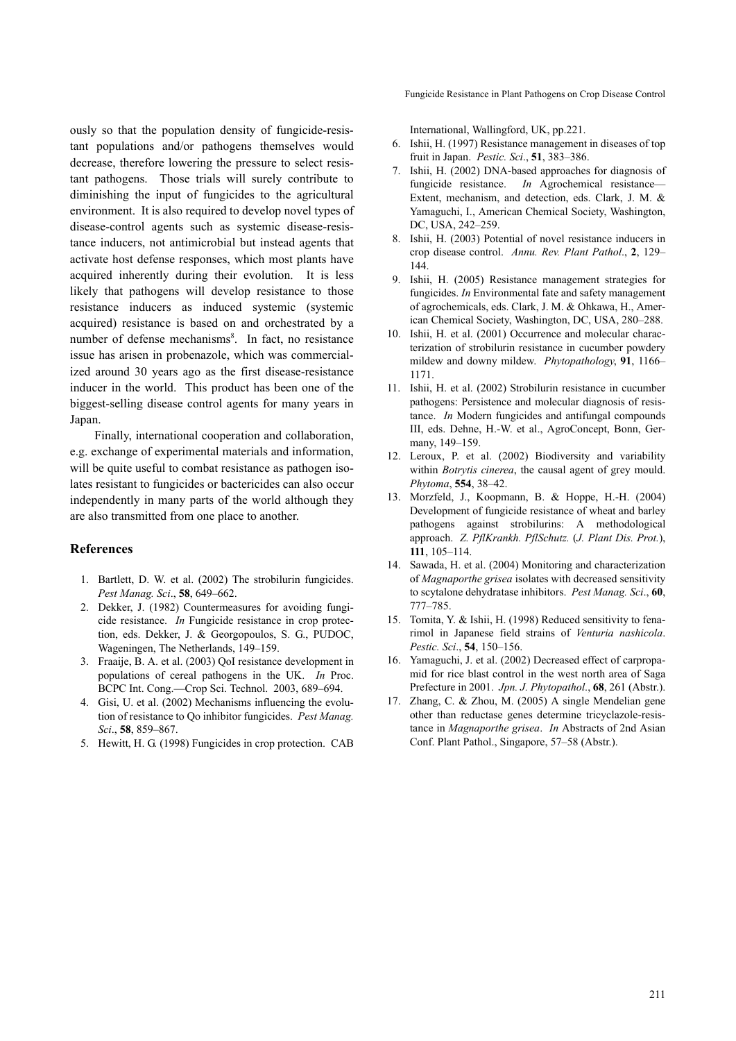ously so that the population density of fungicide-resistant populations and/or pathogens themselves would decrease, therefore lowering the pressure to select resistant pathogens. Those trials will surely contribute to diminishing the input of fungicides to the agricultural environment. It is also required to develop novel types of disease-control agents such as systemic disease-resistance inducers, not antimicrobial but instead agents that activate host defense responses, which most plants have acquired inherently during their evolution. It is less likely that pathogens will develop resistance to those resistance inducers as induced systemic (systemic acquired) resistance is based on and orchestrated by a number of defense mechanisms[8]. In fact, no resistance issue has arisen in probenazole, which was commercialized around 30 years ago as the first disease-resistance inducer in the world. This product has been one of the biggest-selling disease control agents for many years in Japan.

Finally, international cooperation and collaboration, e.g. exchange of experimental materials and information, will be quite useful to combat resistance as pathogen isolates resistant to fungicides or bactericides can also occur independently in many parts of the world although they are also transmitted from one place to another.

## References

1. Bartlett, D. W. et al. (2002) The strobilurin fungicides. *Pest Manag. Sci*., **58**, 649–662.
2. Dekker, J. (1982) Countermeasures for avoiding fungicide resistance. *In* Fungicide resistance in crop protection, eds. Dekker, J. & Georgopoulos, S. G., PUDOC, Wageningen, The Netherlands, 149–159.
3. Fraaije, B. A. et al. (2003) QoI resistance development in populations of cereal pathogens in the UK. *In* Proc. BCPC Int. Cong.—Crop Sci. Technol. 2003, 689–694.
4. Gisi, U. et al. (2002) Mechanisms influencing the evolution of resistance to Qo inhibitor fungicides. *Pest Manag. Sci*., **58**, 859–867.
5. Hewitt, H. G. (1998) Fungicides in crop protection. CAB International, Wallingford, UK, pp.221.
6. Ishii, H. (1997) Resistance management in diseases of top fruit in Japan. *Pestic. Sci*., **51**, 383–386.
7. Ishii, H. (2002) DNA-based approaches for diagnosis of fungicide resistance. *In* Agrochemical resistance—Extent, mechanism, and detection, eds. Clark, J. M. & Yamaguchi, I., American Chemical Society, Washington, DC, USA, 242–259.
8. Ishii, H. (2003) Potential of novel resistance inducers in crop disease control. *Annu. Rev. Plant Pathol*., **2**, 129–144.
9. Ishii, H. (2005) Resistance management strategies for fungicides. *In* Environmental fate and safety management of agrochemicals, eds. Clark, J. M. & Ohkawa, H., American Chemical Society, Washington, DC, USA, 280–288.
10. Ishii, H. et al. (2001) Occurrence and molecular characterization of strobilurin resistance in cucumber powdery mildew and downy mildew. *Phytopathology*, **91**, 1166–1171.
11. Ishii, H. et al. (2002) Strobilurin resistance in cucumber pathogens: Persistence and molecular diagnosis of resistance. *In* Modern fungicides and antifungal compounds III, eds. Dehne, H.-W. et al., AgroConcept, Bonn, Germany, 149–159.
12. Leroux, P. et al. (2002) Biodiversity and variability within *Botrytis cinerea*, the causal agent of grey mould. *Phytoma*, **554**, 38–42.
13. Morzfeld, J., Koopmann, B. & Hoppe, H.-H. (2004) Development of fungicide resistance of wheat and barley pathogens against strobilurins: A methodological approach. *Z. PflKrankh. PflSchutz.* (*J. Plant Dis. Prot.*), **111**, 105–114.
14. Sawada, H. et al. (2004) Monitoring and characterization of *Magnaporthe grisea* isolates with decreased sensitivity to scytalone dehydratase inhibitors. *Pest Manag. Sci*., **60**, 777–785.
15. Tomita, Y. & Ishii, H. (1998) Reduced sensitivity to fenarimol in Japanese field strains of *Venturia nashicola*. *Pestic. Sci*., **54**, 150–156.
16. Yamaguchi, J. et al. (2002) Decreased effect of carpropamid for rice blast control in the west north area of Saga Prefecture in 2001. *Jpn. J. Phytopathol*., **68**, 261 (Abstr.).
17. Zhang, C. & Zhou, M. (2005) A single Mendelian gene other than reductase genes determine tricyclazole-resistance in *Magnaporthe grisea*. *In* Abstracts of 2nd Asian Conf. Plant Pathol., Singapore, 57–58 (Abstr.).